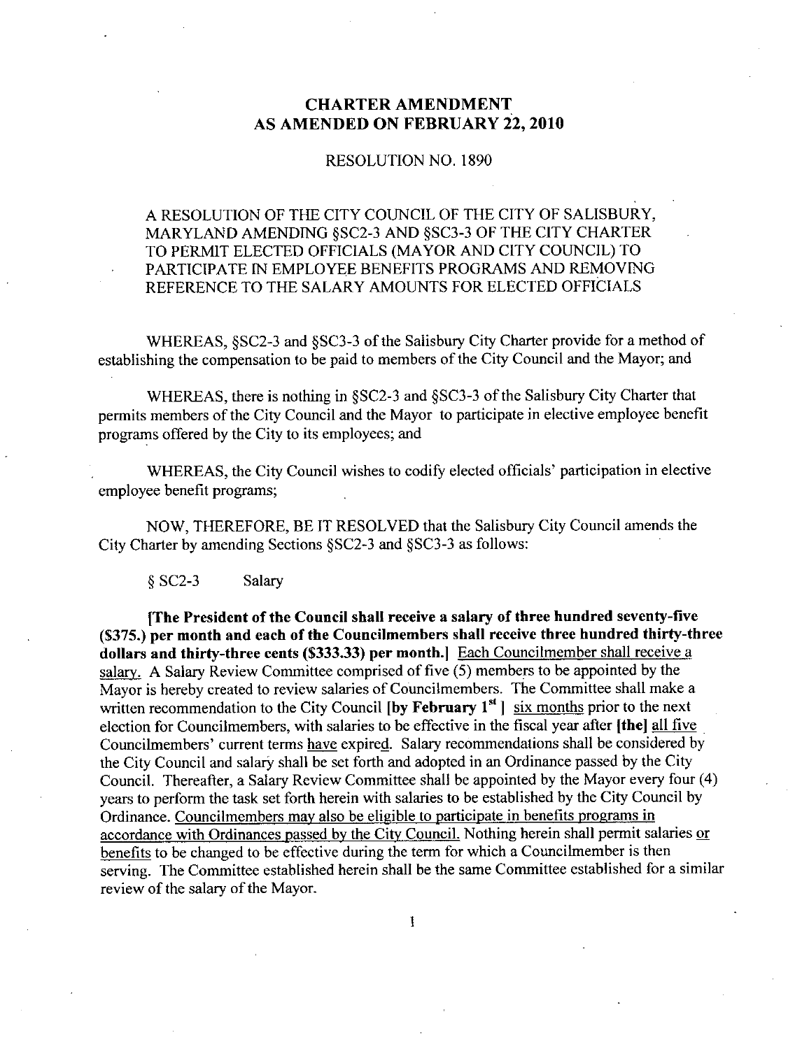# CHARTER AMENDMENT
# AS AMENDED ON FEBRUARY 22, 2010

RESOLUTION NO. 1890

A RESOLUTION OF THE CITY COUNCIL OF THE CITY OF SALISBURY, MARYLAND AMENDING §SC2-3 AND §SC3-3 OF THE CITY CHARTER TO PERMIT ELECTED OFFICIALS (MAYOR AND CITY COUNCIL) TO PARTICIPATE IN EMPLOYEE BENEFITS PROGRAMS AND REMOVING REFERENCE TO THE SALARY AMOUNTS FOR ELECTED OFFICIALS

WHEREAS, §SC2-3 and §SC3-3 of the Salisbury City Charter provide for a method of establishing the compensation to be paid to members of the City Council and the Mayor; and

WHEREAS, there is nothing in §SC2-3 and §SC3-3 of the Salisbury City Charter that permits members of the City Council and the Mayor to participate in elective employee benefit programs offered by the City to its employees; and

WHEREAS, the City Council wishes to codify elected officials' participation in elective employee benefit programs;

NOW, THEREFORE, BE IT RESOLVED that the Salisbury City Council amends the City Charter by amending Sections §SC2-3 and §SC3-3 as follows:

§ SC2-3 Salary

**[The President of the Council shall receive a salary of three hundred seventy-five ($375.) per month and each of the Councilmembers shall receive three hundred thirty-three dollars and thirty-three cents ($333.33) per month.]** <u>Each Councilmember shall receive a salary.</u> A Salary Review Committee comprised of five (5) members to be appointed by the Mayor is hereby created to review salaries of Councilmembers. The Committee shall make a written recommendation to the City Council **[by February 1st ]** <u>six months</u> prior to the next election for Councilmembers, with salaries to be effective in the fiscal year after **[the]** <u>all five</u> Councilmembers' current terms <u>have</u> expire<u>d</u>. Salary recommendations shall be considered by the City Council and salary shall be set forth and adopted in an Ordinance passed by the City Council. Thereafter, a Salary Review Committee shall be appointed by the Mayor every four (4) years to perform the task set forth herein with salaries to be established by the City Council by Ordinance. <u>Councilmembers may also be eligible to participate in benefits programs in accordance with Ordinances passed by the City Council.</u> Nothing herein shall permit salaries <u>or benefits</u> to be changed to be effective during the term for which a Councilmember is then serving. The Committee established herein shall be the same Committee established for a similar review of the salary of the Mayor.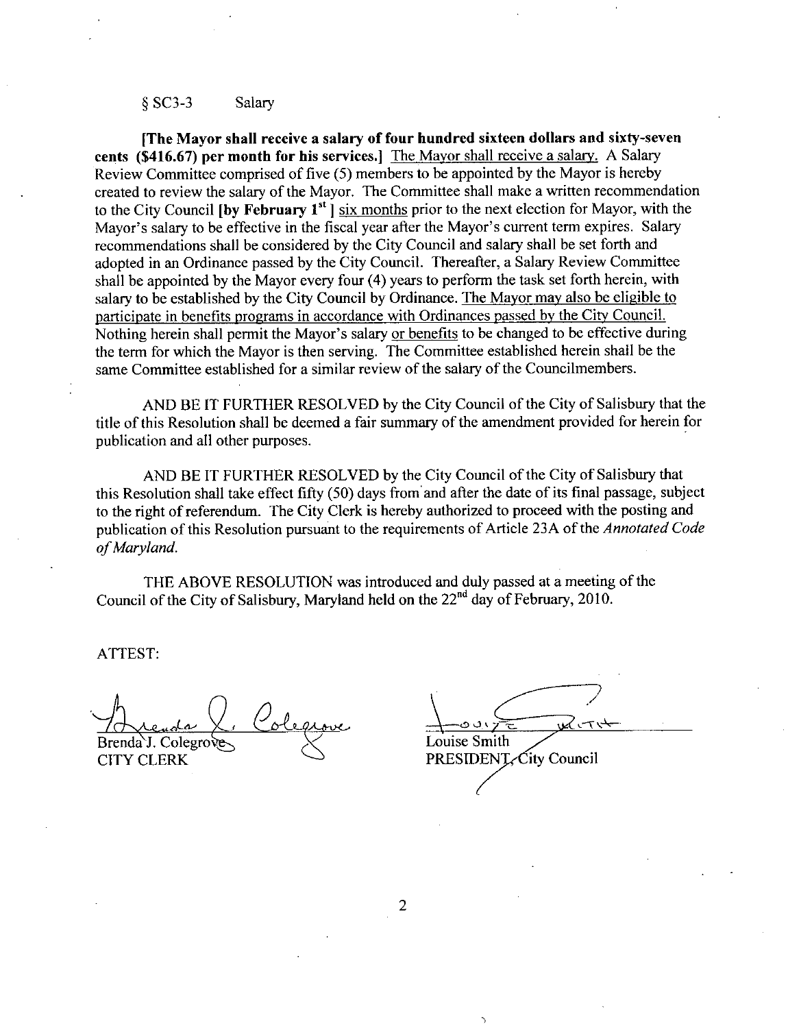§ SC3-3 Salary

**[The Mayor shall receive a salary of four hundred sixteen dollars and sixty-seven cents ($416.67) per month for his services.]** The Mayor shall receive a salary. A Salary Review Committee comprised of five (5) members to be appointed by the Mayor is hereby created to review the salary of the Mayor. The Committee shall make a written recommendation to the City Council **[by February 1st ]** six months prior to the next election for Mayor, with the Mayor's salary to be effective in the fiscal year after the Mayor's current term expires. Salary recommendations shall be considered by the City Council and salary shall be set forth and adopted in an Ordinance passed by the City Council. Thereafter, a Salary Review Committee shall be appointed by the Mayor every four (4) years to perform the task set forth herein, with salary to be established by the City Council by Ordinance. The Mayor may also be eligible to participate in benefits programs in accordance with Ordinances passed by the City Council. Nothing herein shall permit the Mayor's salary or benefits to be changed to be effective during the term for which the Mayor is then serving. The Committee established herein shall be the same Committee established for a similar review of the salary of the Councilmembers.

AND BE IT FURTHER RESOLVED by the City Council of the City of Salisbury that the title of this Resolution shall be deemed a fair summary of the amendment provided for herein for publication and all other purposes.

AND BE IT FURTHER RESOLVED by the City Council of the City of Salisbury that this Resolution shall take effect fifty (50) days from and after the date of its final passage, subject to the right of referendum. The City Clerk is hereby authorized to proceed with the posting and publication of this Resolution pursuant to the requirements of Article 23A of the *Annotated Code of Maryland*.

THE ABOVE RESOLUTION was introduced and duly passed at a meeting of the Council of the City of Salisbury, Maryland held on the 22nd day of February, 2010.

ATTEST:

Brenda J. Colegrove
CITY CLERK

Louise Smith
PRESIDENT, City Council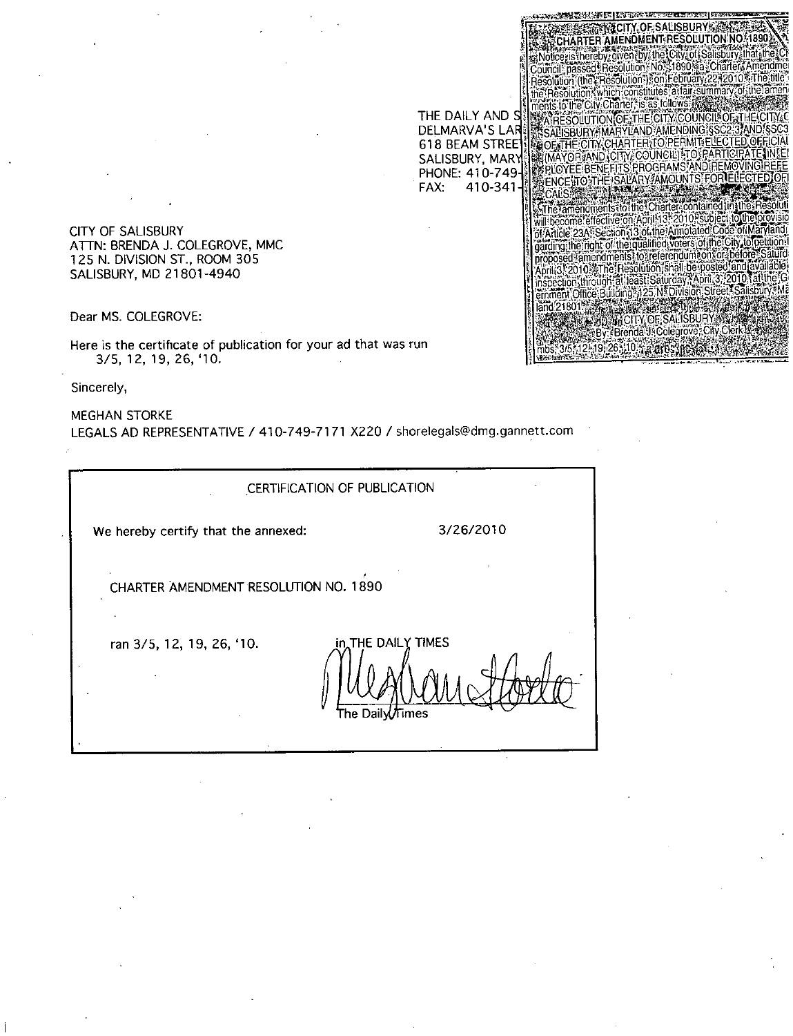THE DAILY AND S
DELMARVA'S LAR
618 BEAM STREE
SALISBURY, MARY
PHONE: 410-749-
FAX: 410-341-

**CITY OF SALISBURY**
**CHARTER AMENDMENT RESOLUTION NO. 1890**

Notice is hereby given by the City of Salisbury that the Ci Council passed Resolution No. 1890 a Charter Amendme Resolution (the "Resolution") on February 22, 2010. The title the Resolution, which constitutes a fair summary of the amen ments to the City Charter, is as follows:

A RESOLUTION OF THE CITY COUNCIL OF THE CITY C SALISBURY, MARYLAND AMENDING §SC2-3 AND §SC3 OF THE CITY CHARTER TO PERMIT ELECTED OFFICIAL (MAYOR AND CITY COUNCIL) TO PARTICIPATE IN E PLOYEE BENEFITS PROGRAMS AND REMOVING REFE ENCE TO THE SALARY AMOUNTS FOR ELECTED OF CIALS.

The amendments to the Charter contained in the Resoluti will become effective on April 13, 2010 subject to the provisio of Article 23A, Section 13 of the Annotated Code of Maryland garding the right of the qualified voters of the City to petition proposed amendments to referendum on or before Saturd April 3, 2010. The Resolution shall be posted and available inspection through at least Saturday, April 3, 2010 at the G ernment Office Building, 125 N. Division Street, Salisbury, Ma land 21801.

CITY OF SALISBURY
By: Brenda J. Colegrove, City Clerk
mbs: 3/5, 12, 19, 26, '10

CITY OF SALISBURY
ATTN: BRENDA J. COLEGROVE, MMC
125 N. DIVISION ST., ROOM 305
SALISBURY, MD 21801-4940

Dear MS. COLEGROVE:

Here is the certificate of publication for your ad that was run 3/5, 12, 19, 26, '10.

Sincerely,

MEGHAN STORKE
LEGALS AD REPRESENTATIVE / 410-749-7171 X220 / shorelegals@dmg.gannett.com

---

**CERTIFICATION OF PUBLICATION**

We hereby certify that the annexed: 3/26/2010

CHARTER AMENDMENT RESOLUTION NO. 1890

ran 3/5, 12, 19, 26, '10. in THE DAILY TIMES

[Signature]
The Daily Times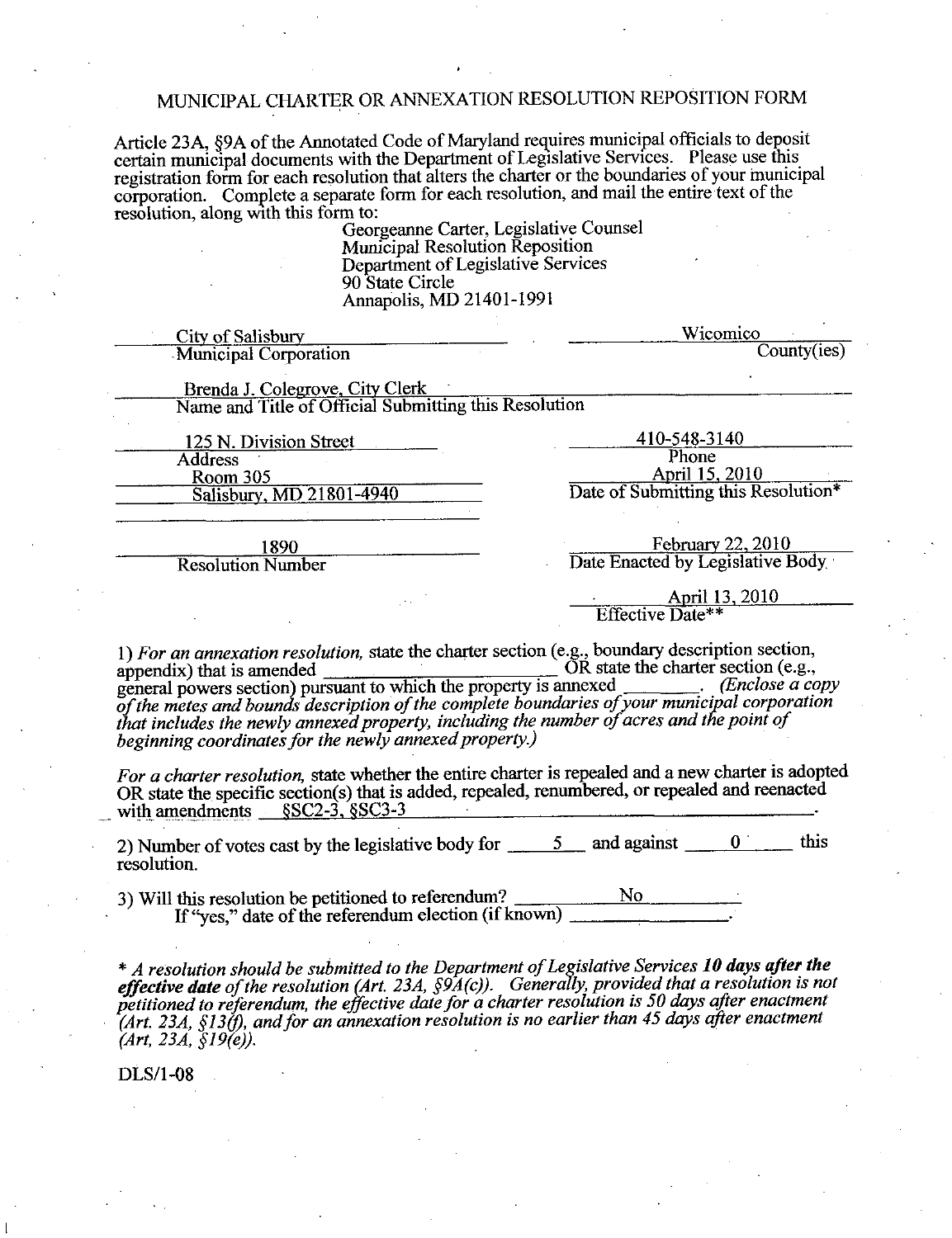# MUNICIPAL CHARTER OR ANNEXATION RESOLUTION REPOSITION FORM

Article 23A, §9A of the Annotated Code of Maryland requires municipal officials to deposit certain municipal documents with the Department of Legislative Services. Please use this registration form for each resolution that alters the charter or the boundaries of your municipal corporation. Complete a separate form for each resolution, and mail the entire text of the resolution, along with this form to:

Georgeanne Carter, Legislative Counsel
Municipal Resolution Reposition
Department of Legislative Services
90 State Circle
Annapolis, MD 21401-1991

City of Salisbury
Municipal Corporation

Wicomico
County(ies)

Brenda J. Colegrove, City Clerk
Name and Title of Official Submitting this Resolution

125 N. Division Street
Room 305
Salisbury, MD 21801-4940
Address

410-548-3140
Phone

April 15, 2010
Date of Submitting this Resolution*

1890
Resolution Number

February 22, 2010
Date Enacted by Legislative Body

April 13, 2010
Effective Date**

1) *For an annexation resolution,* state the charter section (e.g., boundary description section, appendix) that is amended \_\_\_\_\_\_\_\_ OR state the charter section (e.g., general powers section) pursuant to which the property is annexed \_\_\_\_\_\_\_\_. *(Enclose a copy of the metes and bounds description of the complete boundaries of your municipal corporation that includes the newly annexed property, including the number of acres and the point of beginning coordinates for the newly annexed property.)*

*For a charter resolution,* state whether the entire charter is repealed and a new charter is adopted OR state the specific section(s) that is added, repealed, renumbered, or repealed and reenacted with amendments §SC2-3, §SC3-3.

2) Number of votes cast by the legislative body for 5 and against 0 this resolution.

3) Will this resolution be petitioned to referendum? No
If "yes," date of the referendum election (if known) \_\_\_\_\_\_\_\_.

\* *A resolution should be submitted to the Department of Legislative Services* ***10 days after the effective date*** *of the resolution (Art. 23A, §9A(c)). Generally, provided that a resolution is not petitioned to referendum, the effective date for a charter resolution is 50 days after enactment (Art. 23A, §13(f), and for an annexation resolution is no earlier than 45 days after enactment (Art, 23A, §19(e)).*

DLS/1-08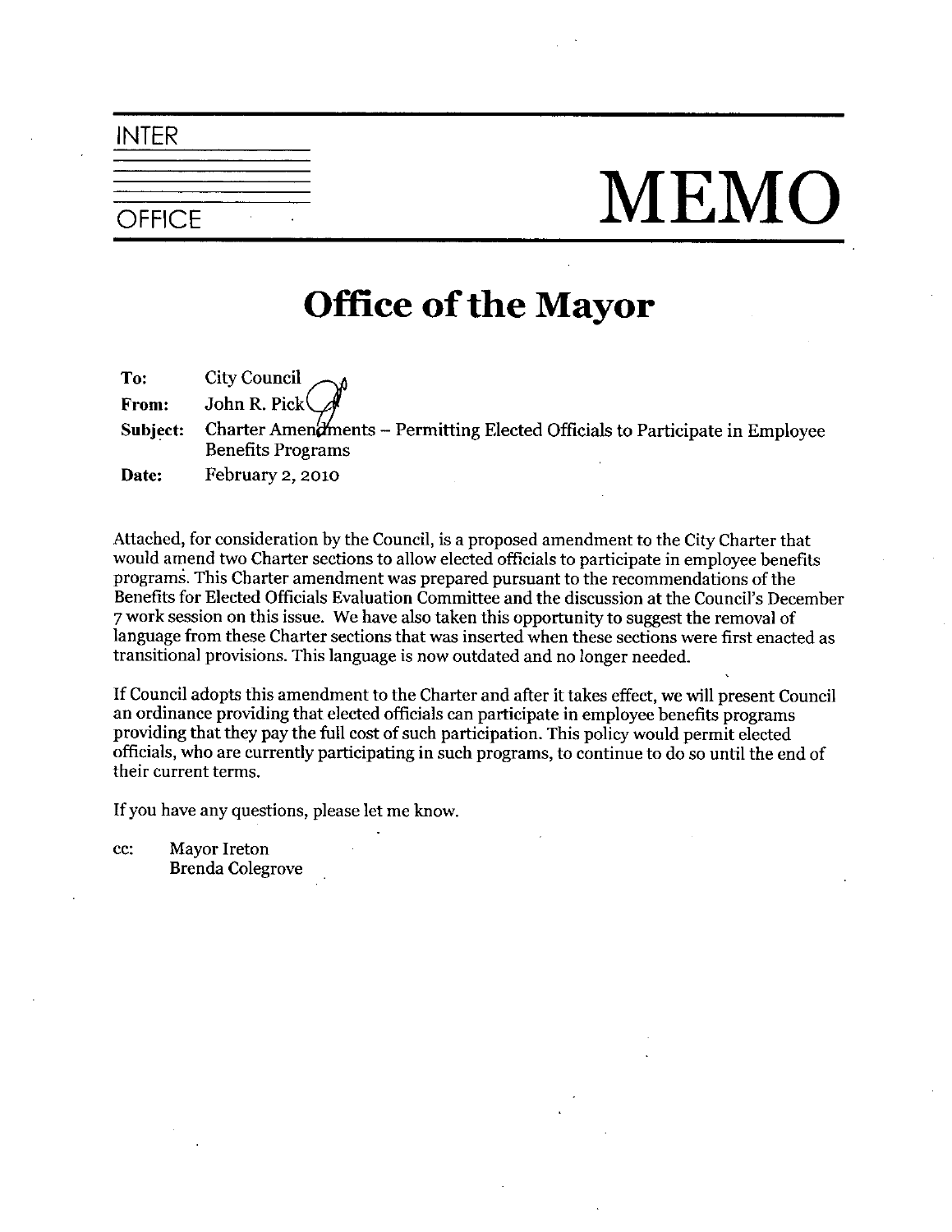INTER

OFFICE

# MEMO

## Office of the Mayor

**To:** City Council

**From:** John R. Pick

**Subject:** Charter Amendments – Permitting Elected Officials to Participate in Employee Benefits Programs

**Date:** February 2, 2010

Attached, for consideration by the Council, is a proposed amendment to the City Charter that would amend two Charter sections to allow elected officials to participate in employee benefits programs. This Charter amendment was prepared pursuant to the recommendations of the Benefits for Elected Officials Evaluation Committee and the discussion at the Council's December 7 work session on this issue. We have also taken this opportunity to suggest the removal of language from these Charter sections that was inserted when these sections were first enacted as transitional provisions. This language is now outdated and no longer needed.

If Council adopts this amendment to the Charter and after it takes effect, we will present Council an ordinance providing that elected officials can participate in employee benefits programs providing that they pay the full cost of such participation. This policy would permit elected officials, who are currently participating in such programs, to continue to do so until the end of their current terms.

If you have any questions, please let me know.

cc: Mayor Ireton
Brenda Colegrove